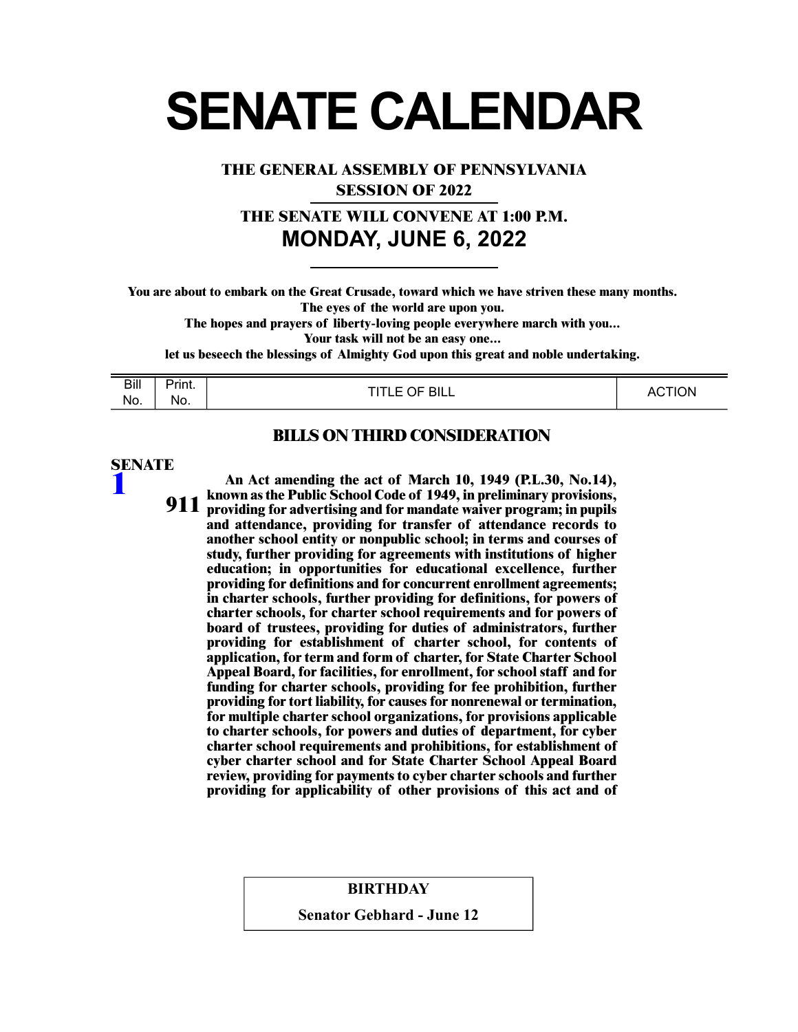# SENATE CALENDAR

**THE GENERAL ASSEMBLY OF PENNSYLVANIA**

**SESSION OF 2022**

**THE SENATE WILL CONVENE AT 1:00 P.M.**

## MONDAY, JUNE 6, 2022

**You are about to embark on the Great Crusade, toward which we have striven these many months.**
**The eyes of the world are upon you.**
**The hopes and prayers of liberty-loving people everywhere march with you...**
**Your task will not be an easy one...**
**let us beseech the blessings of Almighty God upon this great and noble undertaking.**

| Bill No. | Print. No. | TITLE OF BILL | ACTION |
|---|---|---|---|

### BILLS ON THIRD CONSIDERATION

**SENATE**

| Bill No. | Print. No. | TITLE OF BILL | ACTION |
|---|---|---|---|
| 1 | 911 | **An Act amending the act of March 10, 1949 (P.L.30, No.14), known as the Public School Code of 1949, in preliminary provisions, providing for advertising and for mandate waiver program; in pupils and attendance, providing for transfer of attendance records to another school entity or nonpublic school; in terms and courses of study, further providing for agreements with institutions of higher education; in opportunities for educational excellence, further providing for definitions and for concurrent enrollment agreements; in charter schools, further providing for definitions, for powers of charter schools, for charter school requirements and for powers of board of trustees, providing for duties of administrators, further providing for establishment of charter school, for contents of application, for term and form of charter, for State Charter School Appeal Board, for facilities, for enrollment, for school staff and for funding for charter schools, providing for fee prohibition, further providing for tort liability, for causes for nonrenewal or termination, for multiple charter school organizations, for provisions applicable to charter schools, for powers and duties of department, for cyber charter school requirements and prohibitions, for establishment of cyber charter school and for State Charter School Appeal Board review, providing for payments to cyber charter schools and further providing for applicability of other provisions of this act and of** | |

**BIRTHDAY**

**Senator Gebhard - June 12**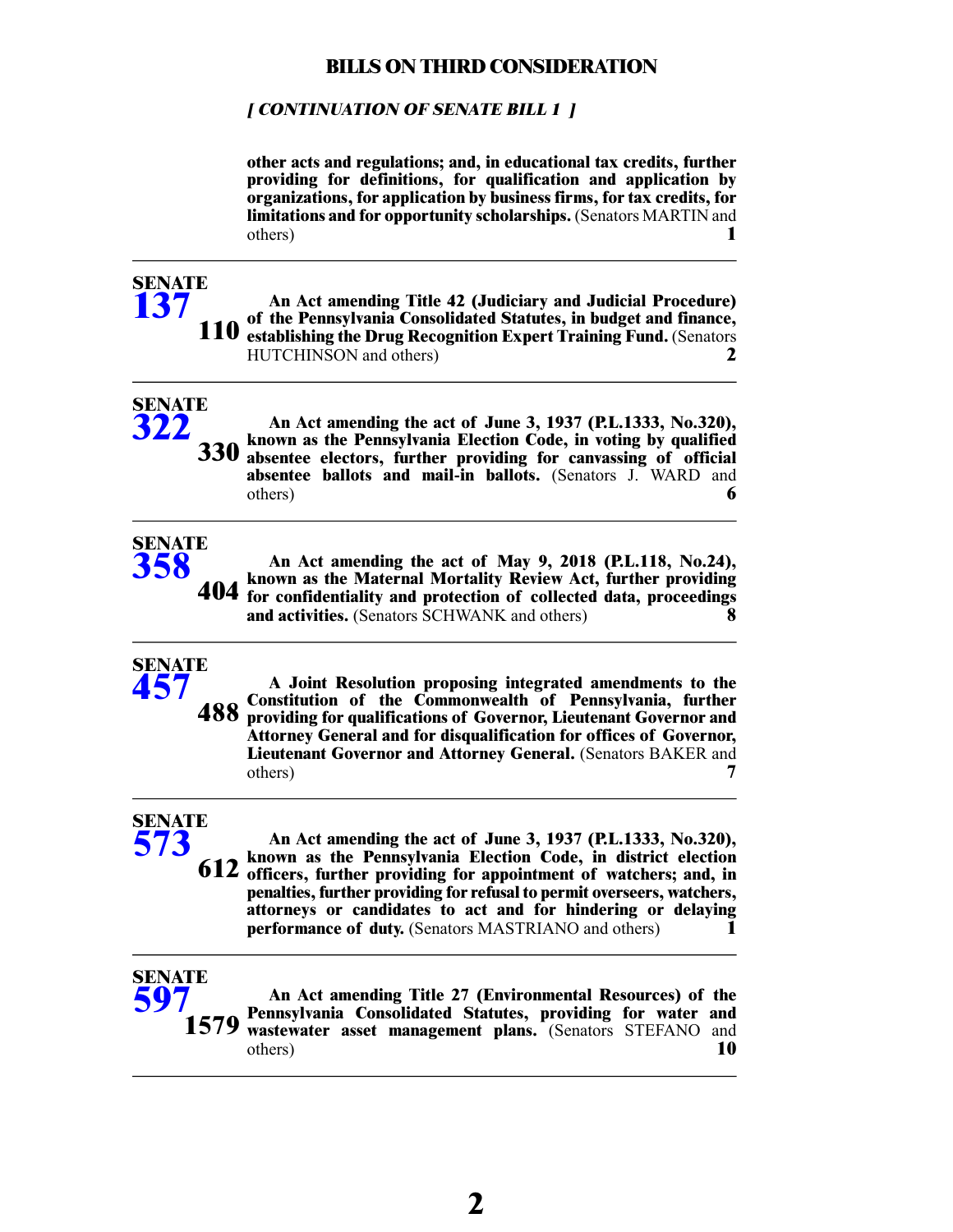## BILLS ON THIRD CONSIDERATION

*[ CONTINUATION OF SENATE BILL 1 ]*

**other acts and regulations; and, in educational tax credits, further providing for definitions, for qualification and application by organizations, for application by business firms, for tax credits, for limitations and for opportunity scholarships.** (Senators MARTIN and others) **1**

---

**SENATE 137** **110**

**An Act amending Title 42 (Judiciary and Judicial Procedure) of the Pennsylvania Consolidated Statutes, in budget and finance, establishing the Drug Recognition Expert Training Fund.** (Senators HUTCHINSON and others) **2**

---

**SENATE 322** **330**

**An Act amending the act of June 3, 1937 (P.L.1333, No.320), known as the Pennsylvania Election Code, in voting by qualified absentee electors, further providing for canvassing of official absentee ballots and mail-in ballots.** (Senators J. WARD and others) **6**

---

**SENATE 358** **404**

**An Act amending the act of May 9, 2018 (P.L.118, No.24), known as the Maternal Mortality Review Act, further providing for confidentiality and protection of collected data, proceedings and activities.** (Senators SCHWANK and others) **8**

---

**SENATE 457** **488**

**A Joint Resolution proposing integrated amendments to the Constitution of the Commonwealth of Pennsylvania, further providing for qualifications of Governor, Lieutenant Governor and Attorney General and for disqualification for offices of Governor, Lieutenant Governor and Attorney General.** (Senators BAKER and others) **7**

---

**SENATE 573** **612**

**An Act amending the act of June 3, 1937 (P.L.1333, No.320), known as the Pennsylvania Election Code, in district election officers, further providing for appointment of watchers; and, in penalties, further providing for refusal to permit overseers, watchers, attorneys or candidates to act and for hindering or delaying performance of duty.** (Senators MASTRIANO and others) **1**

---

**SENATE 597** **1579**

**An Act amending Title 27 (Environmental Resources) of the Pennsylvania Consolidated Statutes, providing for water and wastewater asset management plans.** (Senators STEFANO and others) **10**

---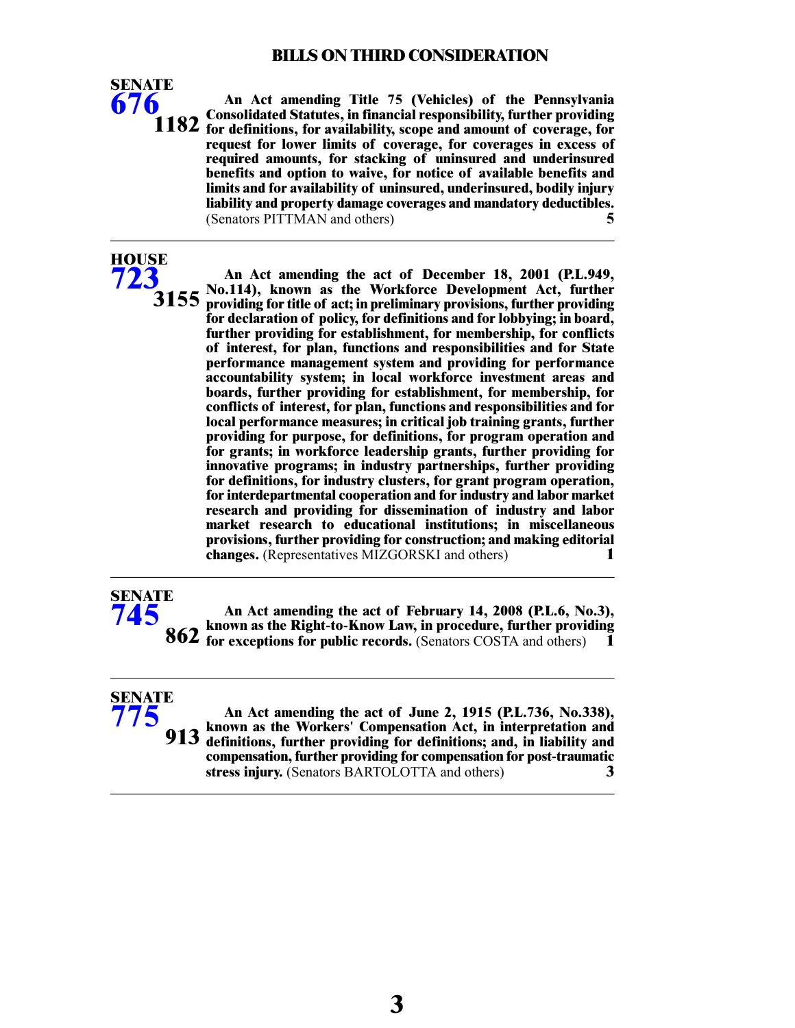## BILLS ON THIRD CONSIDERATION

**SENATE 676** **1182**

**An Act amending Title 75 (Vehicles) of the Pennsylvania Consolidated Statutes, in financial responsibility, further providing for definitions, for availability, scope and amount of coverage, for request for lower limits of coverage, for coverages in excess of required amounts, for stacking of uninsured and underinsured benefits and option to waive, for notice of available benefits and limits and for availability of uninsured, underinsured, bodily injury liability and property damage coverages and mandatory deductibles.** (Senators PITTMAN and others) **5**

---

**HOUSE 723** **3155**

**An Act amending the act of December 18, 2001 (P.L.949, No.114), known as the Workforce Development Act, further providing for title of act; in preliminary provisions, further providing for declaration of policy, for definitions and for lobbying; in board, further providing for establishment, for membership, for conflicts of interest, for plan, functions and responsibilities and for State performance management system and providing for performance accountability system; in local workforce investment areas and boards, further providing for establishment, for membership, for conflicts of interest, for plan, functions and responsibilities and for local performance measures; in critical job training grants, further providing for purpose, for definitions, for program operation and for grants; in workforce leadership grants, further providing for innovative programs; in industry partnerships, further providing for definitions, for industry clusters, for grant program operation, for interdepartmental cooperation and for industry and labor market research and providing for dissemination of industry and labor market research to educational institutions; in miscellaneous provisions, further providing for construction; and making editorial changes.** (Representatives MIZGORSKI and others) **1**

---

**SENATE 745** **862**

**An Act amending the act of February 14, 2008 (P.L.6, No.3), known as the Right-to-Know Law, in procedure, further providing for exceptions for public records.** (Senators COSTA and others) **1**

---

**SENATE 775** **913**

**An Act amending the act of June 2, 1915 (P.L.736, No.338), known as the Workers' Compensation Act, in interpretation and definitions, further providing for definitions; and, in liability and compensation, further providing for compensation for post-traumatic stress injury.** (Senators BARTOLOTTA and others) **3**

---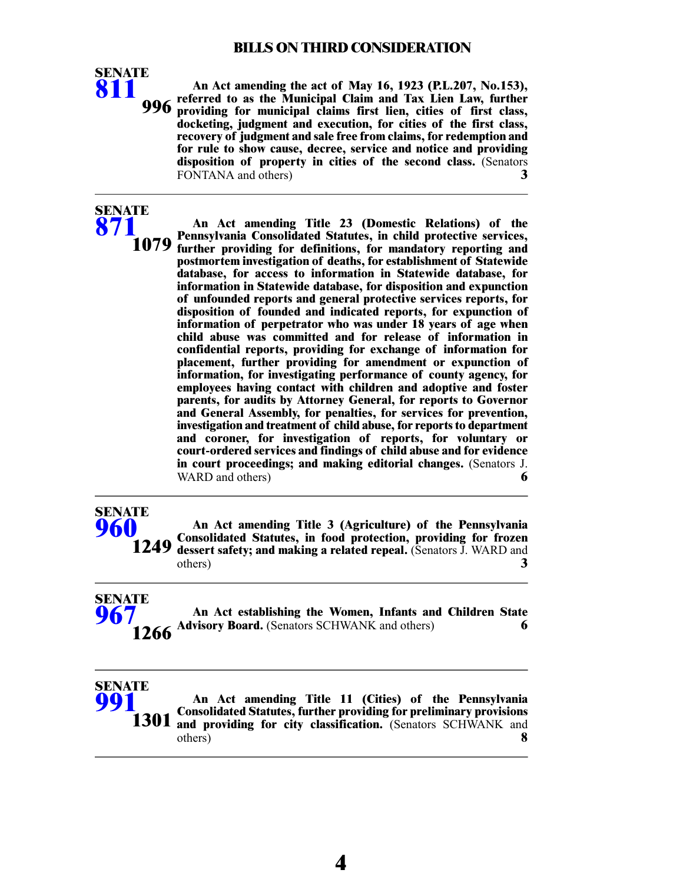## BILLS ON THIRD CONSIDERATION

**SENATE 811** — **996**

**An Act amending the act of May 16, 1923 (P.L.207, No.153), referred to as the Municipal Claim and Tax Lien Law, further providing for municipal claims first lien, cities of first class, docketing, judgment and execution, for cities of the first class, recovery of judgment and sale free from claims, for redemption and for rule to show cause, decree, service and notice and providing disposition of property in cities of the second class.** (Senators FONTANA and others) **3**

---

**SENATE 871** — **1079**

**An Act amending Title 23 (Domestic Relations) of the Pennsylvania Consolidated Statutes, in child protective services, further providing for definitions, for mandatory reporting and postmortem investigation of deaths, for establishment of Statewide database, for access to information in Statewide database, for information in Statewide database, for disposition and expunction of unfounded reports and general protective services reports, for disposition of founded and indicated reports, for expunction of information of perpetrator who was under 18 years of age when child abuse was committed and for release of information in confidential reports, providing for exchange of information for placement, further providing for amendment or expunction of information, for investigating performance of county agency, for employees having contact with children and adoptive and foster parents, for audits by Attorney General, for reports to Governor and General Assembly, for penalties, for services for prevention, investigation and treatment of child abuse, for reports to department and coroner, for investigation of reports, for voluntary or court-ordered services and findings of child abuse and for evidence in court proceedings; and making editorial changes.** (Senators J. WARD and others) **6**

---

**SENATE 960** — **1249**

**An Act amending Title 3 (Agriculture) of the Pennsylvania Consolidated Statutes, in food protection, providing for frozen dessert safety; and making a related repeal.** (Senators J. WARD and others) **3**

---

**SENATE 967** — **1266**

**An Act establishing the Women, Infants and Children State Advisory Board.** (Senators SCHWANK and others) **6**

---

**SENATE 991** — **1301**

**An Act amending Title 11 (Cities) of the Pennsylvania Consolidated Statutes, further providing for preliminary provisions and providing for city classification.** (Senators SCHWANK and others) **8**

---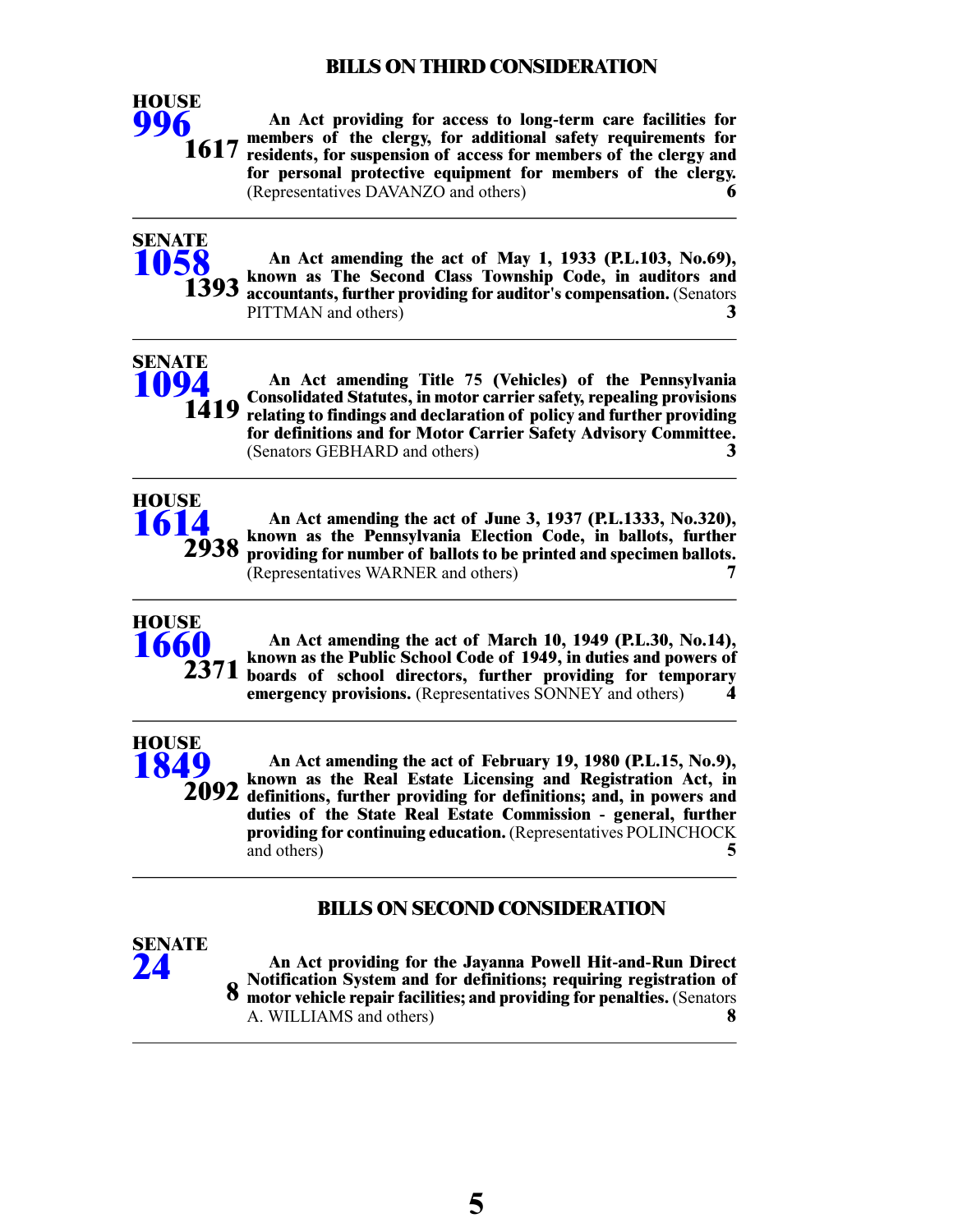## BILLS ON THIRD CONSIDERATION

**HOUSE 996** — **1617**

**An Act providing for access to long-term care facilities for members of the clergy, for additional safety requirements for residents, for suspension of access for members of the clergy and for personal protective equipment for members of the clergy.** (Representatives DAVANZO and others) **6**

---

**SENATE 1058** — **1393**

**An Act amending the act of May 1, 1933 (P.L.103, No.69), known as The Second Class Township Code, in auditors and accountants, further providing for auditor's compensation.** (Senators PITTMAN and others) **3**

---

**SENATE 1094** — **1419**

**An Act amending Title 75 (Vehicles) of the Pennsylvania Consolidated Statutes, in motor carrier safety, repealing provisions relating to findings and declaration of policy and further providing for definitions and for Motor Carrier Safety Advisory Committee.** (Senators GEBHARD and others) **3**

---

**HOUSE 1614** — **2938**

**An Act amending the act of June 3, 1937 (P.L.1333, No.320), known as the Pennsylvania Election Code, in ballots, further providing for number of ballots to be printed and specimen ballots.** (Representatives WARNER and others) **7**

---

**HOUSE 1660** — **2371**

**An Act amending the act of March 10, 1949 (P.L.30, No.14), known as the Public School Code of 1949, in duties and powers of boards of school directors, further providing for temporary emergency provisions.** (Representatives SONNEY and others) **4**

---

**HOUSE 1849** — **2092**

**An Act amending the act of February 19, 1980 (P.L.15, No.9), known as the Real Estate Licensing and Registration Act, in definitions, further providing for definitions; and, in powers and duties of the State Real Estate Commission - general, further providing for continuing education.** (Representatives POLINCHOCK and others) **5**

---

## BILLS ON SECOND CONSIDERATION

**SENATE 24** — **8**

**An Act providing for the Jayanna Powell Hit-and-Run Direct Notification System and for definitions; requiring registration of motor vehicle repair facilities; and providing for penalties.** (Senators A. WILLIAMS and others) **8**

---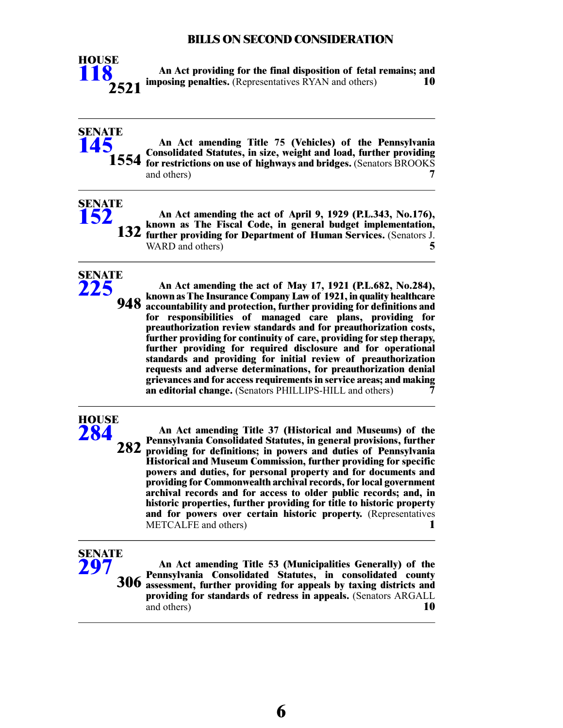# BILLS ON SECOND CONSIDERATION

**HOUSE**
**118**
**2521**

**An Act providing for the final disposition of fetal remains; and imposing penalties.** (Representatives RYAN and others) **10**

---

**SENATE**
**145**
**1554**

**An Act amending Title 75 (Vehicles) of the Pennsylvania Consolidated Statutes, in size, weight and load, further providing for restrictions on use of highways and bridges.** (Senators BROOKS and others) **7**

---

**SENATE**
**152**
**132**

**An Act amending the act of April 9, 1929 (P.L.343, No.176), known as The Fiscal Code, in general budget implementation, further providing for Department of Human Services.** (Senators J. WARD and others) **5**

---

**SENATE**
**225**
**948**

**An Act amending the act of May 17, 1921 (P.L.682, No.284), known as The Insurance Company Law of 1921, in quality healthcare accountability and protection, further providing for definitions and for responsibilities of managed care plans, providing for preauthorization review standards and for preauthorization costs, further providing for continuity of care, providing for step therapy, further providing for required disclosure and for operational standards and providing for initial review of preauthorization requests and adverse determinations, for preauthorization denial grievances and for access requirements in service areas; and making an editorial change.** (Senators PHILLIPS-HILL and others) **7**

---

**HOUSE**
**284**
**282**

**An Act amending Title 37 (Historical and Museums) of the Pennsylvania Consolidated Statutes, in general provisions, further providing for definitions; in powers and duties of Pennsylvania Historical and Museum Commission, further providing for specific powers and duties, for personal property and for documents and providing for Commonwealth archival records, for local government archival records and for access to older public records; and, in historic properties, further providing for title to historic property and for powers over certain historic property.** (Representatives METCALFE and others) **1**

---

**SENATE**
**297**
**306**

**An Act amending Title 53 (Municipalities Generally) of the Pennsylvania Consolidated Statutes, in consolidated county assessment, further providing for appeals by taxing districts and providing for standards of redress in appeals.** (Senators ARGALL and others) **10**

---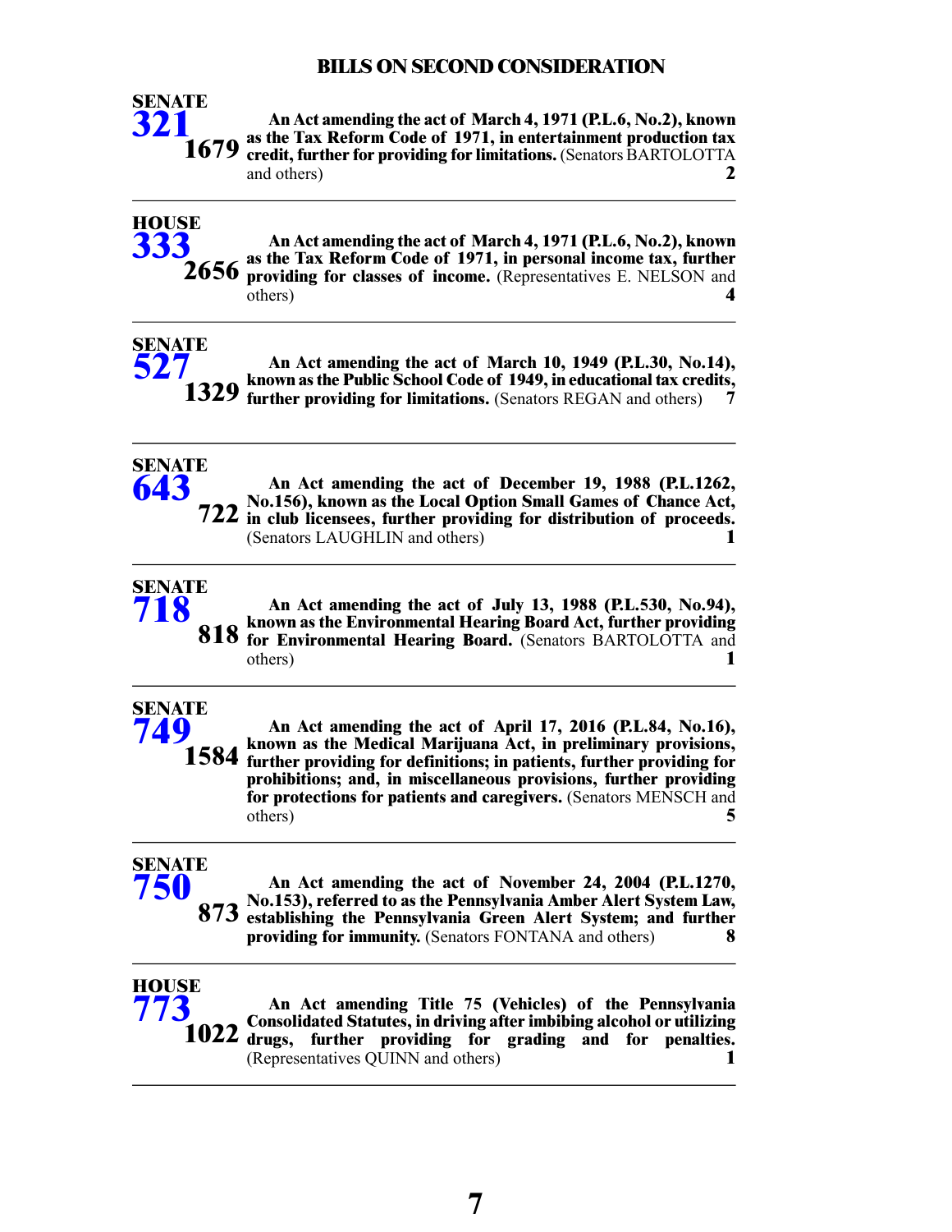## BILLS ON SECOND CONSIDERATION

**SENATE 321** 1679

**An Act amending the act of March 4, 1971 (P.L.6, No.2), known as the Tax Reform Code of 1971, in entertainment production tax credit, further for providing for limitations.** (Senators BARTOLOTTA and others) **2**

---

**HOUSE 333** 2656

**An Act amending the act of March 4, 1971 (P.L.6, No.2), known as the Tax Reform Code of 1971, in personal income tax, further providing for classes of income.** (Representatives E. NELSON and others) **4**

---

**SENATE 527** 1329

**An Act amending the act of March 10, 1949 (P.L.30, No.14), known as the Public School Code of 1949, in educational tax credits, further providing for limitations.** (Senators REGAN and others) **7**

---

**SENATE 643** 722

**An Act amending the act of December 19, 1988 (P.L.1262, No.156), known as the Local Option Small Games of Chance Act, in club licensees, further providing for distribution of proceeds.** (Senators LAUGHLIN and others) **1**

---

**SENATE 718** 818

**An Act amending the act of July 13, 1988 (P.L.530, No.94), known as the Environmental Hearing Board Act, further providing for Environmental Hearing Board.** (Senators BARTOLOTTA and others) **1**

---

**SENATE 749** 1584

**An Act amending the act of April 17, 2016 (P.L.84, No.16), known as the Medical Marijuana Act, in preliminary provisions, further providing for definitions; in patients, further providing for prohibitions; and, in miscellaneous provisions, further providing for protections for patients and caregivers.** (Senators MENSCH and others) **5**

---

**SENATE 750** 873

**An Act amending the act of November 24, 2004 (P.L.1270, No.153), referred to as the Pennsylvania Amber Alert System Law, establishing the Pennsylvania Green Alert System; and further providing for immunity.** (Senators FONTANA and others) **8**

---

**HOUSE 773** 1022

**An Act amending Title 75 (Vehicles) of the Pennsylvania Consolidated Statutes, in driving after imbibing alcohol or utilizing drugs, further providing for grading and for penalties.** (Representatives QUINN and others) **1**

---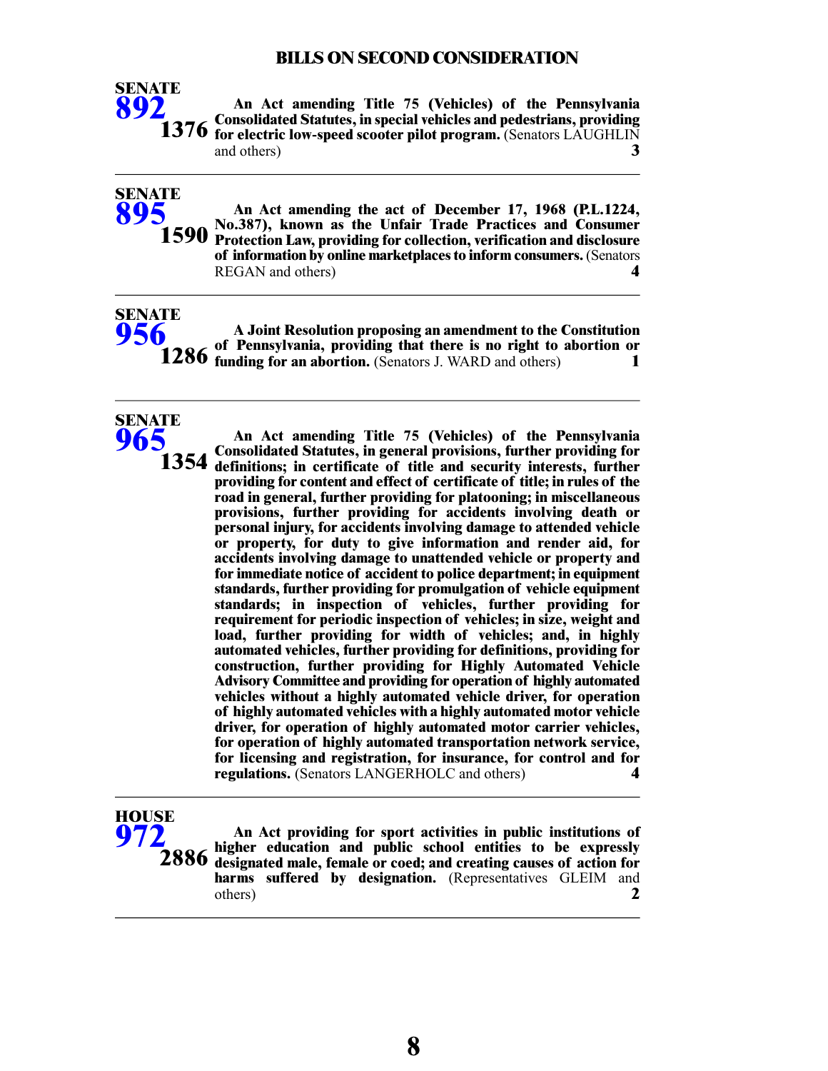## BILLS ON SECOND CONSIDERATION

**SENATE**
**892**
**1376**

**An Act amending Title 75 (Vehicles) of the Pennsylvania Consolidated Statutes, in special vehicles and pedestrians, providing for electric low-speed scooter pilot program.** (Senators LAUGHLIN and others) **3**

---

**SENATE**
**895**
**1590**

**An Act amending the act of December 17, 1968 (P.L.1224, No.387), known as the Unfair Trade Practices and Consumer Protection Law, providing for collection, verification and disclosure of information by online marketplaces to inform consumers.** (Senators REGAN and others) **4**

---

**SENATE**
**956**
**1286**

**A Joint Resolution proposing an amendment to the Constitution of Pennsylvania, providing that there is no right to abortion or funding for an abortion.** (Senators J. WARD and others) **1**

---

**SENATE**
**965**
**1354**

**An Act amending Title 75 (Vehicles) of the Pennsylvania Consolidated Statutes, in general provisions, further providing for definitions; in certificate of title and security interests, further providing for content and effect of certificate of title; in rules of the road in general, further providing for platooning; in miscellaneous provisions, further providing for accidents involving death or personal injury, for accidents involving damage to attended vehicle or property, for duty to give information and render aid, for accidents involving damage to unattended vehicle or property and for immediate notice of accident to police department; in equipment standards, further providing for promulgation of vehicle equipment standards; in inspection of vehicles, further providing for requirement for periodic inspection of vehicles; in size, weight and load, further providing for width of vehicles; and, in highly automated vehicles, further providing for definitions, providing for construction, further providing for Highly Automated Vehicle Advisory Committee and providing for operation of highly automated vehicles without a highly automated vehicle driver, for operation of highly automated vehicles with a highly automated motor vehicle driver, for operation of highly automated motor carrier vehicles, for operation of highly automated transportation network service, for licensing and registration, for insurance, for control and for regulations.** (Senators LANGERHOLC and others) **4**

---

**HOUSE**
**972**
**2886**

**An Act providing for sport activities in public institutions of higher education and public school entities to be expressly designated male, female or coed; and creating causes of action for harms suffered by designation.** (Representatives GLEIM and others) **2**

---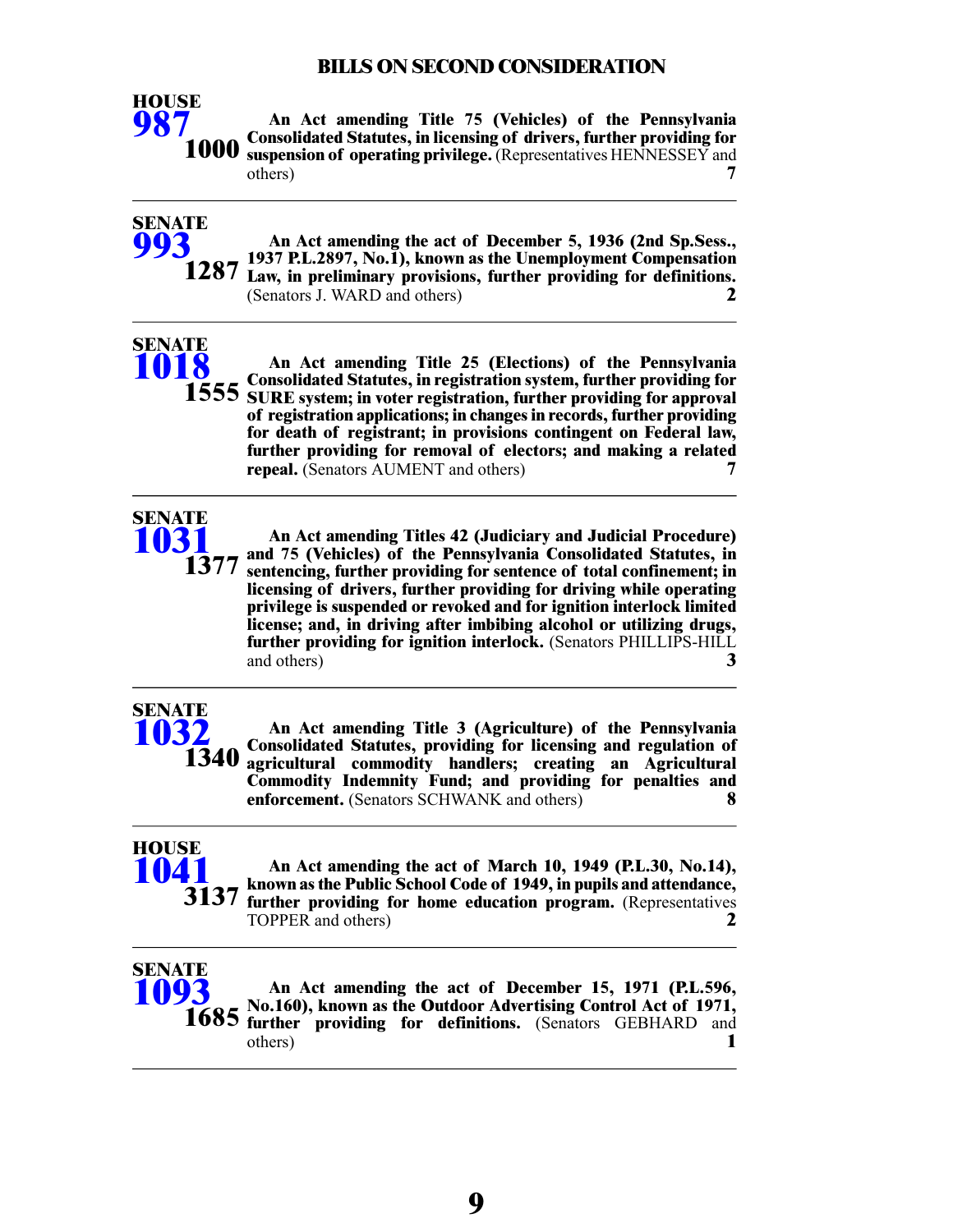## BILLS ON SECOND CONSIDERATION

**HOUSE 987** — **1000**

**An Act amending Title 75 (Vehicles) of the Pennsylvania Consolidated Statutes, in licensing of drivers, further providing for suspension of operating privilege.** (Representatives HENNESSEY and others) **7**

---

**SENATE 993** — **1287**

**An Act amending the act of December 5, 1936 (2nd Sp.Sess., 1937 P.L.2897, No.1), known as the Unemployment Compensation Law, in preliminary provisions, further providing for definitions.** (Senators J. WARD and others) **2**

---

**SENATE 1018** — **1555**

**An Act amending Title 25 (Elections) of the Pennsylvania Consolidated Statutes, in registration system, further providing for SURE system; in voter registration, further providing for approval of registration applications; in changes in records, further providing for death of registrant; in provisions contingent on Federal law, further providing for removal of electors; and making a related repeal.** (Senators AUMENT and others) **7**

---

**SENATE 1031** — **1377**

**An Act amending Titles 42 (Judiciary and Judicial Procedure) and 75 (Vehicles) of the Pennsylvania Consolidated Statutes, in sentencing, further providing for sentence of total confinement; in licensing of drivers, further providing for driving while operating privilege is suspended or revoked and for ignition interlock limited license; and, in driving after imbibing alcohol or utilizing drugs, further providing for ignition interlock.** (Senators PHILLIPS-HILL and others) **3**

---

**SENATE 1032** — **1340**

**An Act amending Title 3 (Agriculture) of the Pennsylvania Consolidated Statutes, providing for licensing and regulation of agricultural commodity handlers; creating an Agricultural Commodity Indemnity Fund; and providing for penalties and enforcement.** (Senators SCHWANK and others) **8**

---

**HOUSE 1041** — **3137**

**An Act amending the act of March 10, 1949 (P.L.30, No.14), known as the Public School Code of 1949, in pupils and attendance, further providing for home education program.** (Representatives TOPPER and others) **2**

---

**SENATE 1093** — **1685**

**An Act amending the act of December 15, 1971 (P.L.596, No.160), known as the Outdoor Advertising Control Act of 1971, further providing for definitions.** (Senators GEBHARD and others) **1**

---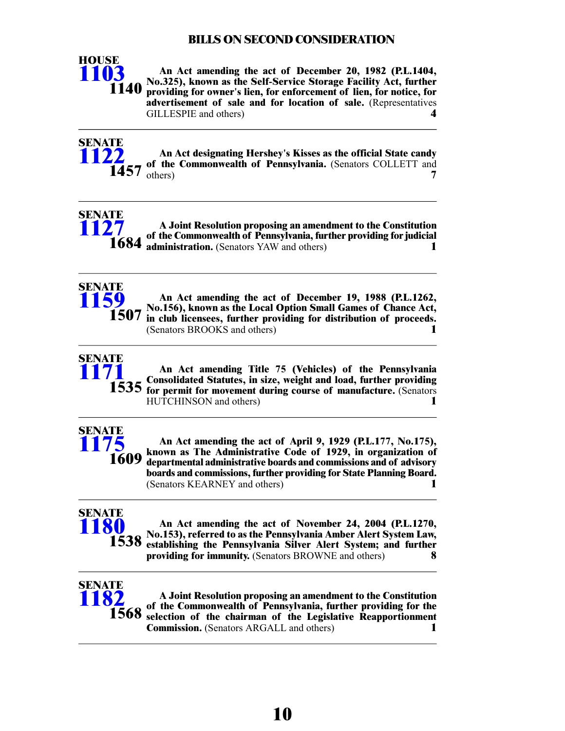# BILLS ON SECOND CONSIDERATION

**HOUSE 1103** **1140**

**An Act amending the act of December 20, 1982 (P.L.1404, No.325), known as the Self-Service Storage Facility Act, further providing for owner's lien, for enforcement of lien, for notice, for advertisement of sale and for location of sale.** (Representatives GILLESPIE and others) **4**

---

**SENATE 1122** **1457**

**An Act designating Hershey's Kisses as the official State candy of the Commonwealth of Pennsylvania.** (Senators COLLETT and others) **7**

---

**SENATE 1127** **1684**

**A Joint Resolution proposing an amendment to the Constitution of the Commonwealth of Pennsylvania, further providing for judicial administration.** (Senators YAW and others) **1**

---

**SENATE 1159** **1507**

**An Act amending the act of December 19, 1988 (P.L.1262, No.156), known as the Local Option Small Games of Chance Act, in club licensees, further providing for distribution of proceeds.** (Senators BROOKS and others) **1**

---

**SENATE 1171** **1535**

**An Act amending Title 75 (Vehicles) of the Pennsylvania Consolidated Statutes, in size, weight and load, further providing for permit for movement during course of manufacture.** (Senators HUTCHINSON and others) **1**

---

**SENATE 1175** **1609**

**An Act amending the act of April 9, 1929 (P.L.177, No.175), known as The Administrative Code of 1929, in organization of departmental administrative boards and commissions and of advisory boards and commissions, further providing for State Planning Board.** (Senators KEARNEY and others) **1**

---

**SENATE 1180** **1538**

**An Act amending the act of November 24, 2004 (P.L.1270, No.153), referred to as the Pennsylvania Amber Alert System Law, establishing the Pennsylvania Silver Alert System; and further providing for immunity.** (Senators BROWNE and others) **8**

---

**SENATE 1182** **1568**

**A Joint Resolution proposing an amendment to the Constitution of the Commonwealth of Pennsylvania, further providing for the selection of the chairman of the Legislative Reapportionment Commission.** (Senators ARGALL and others) **1**

---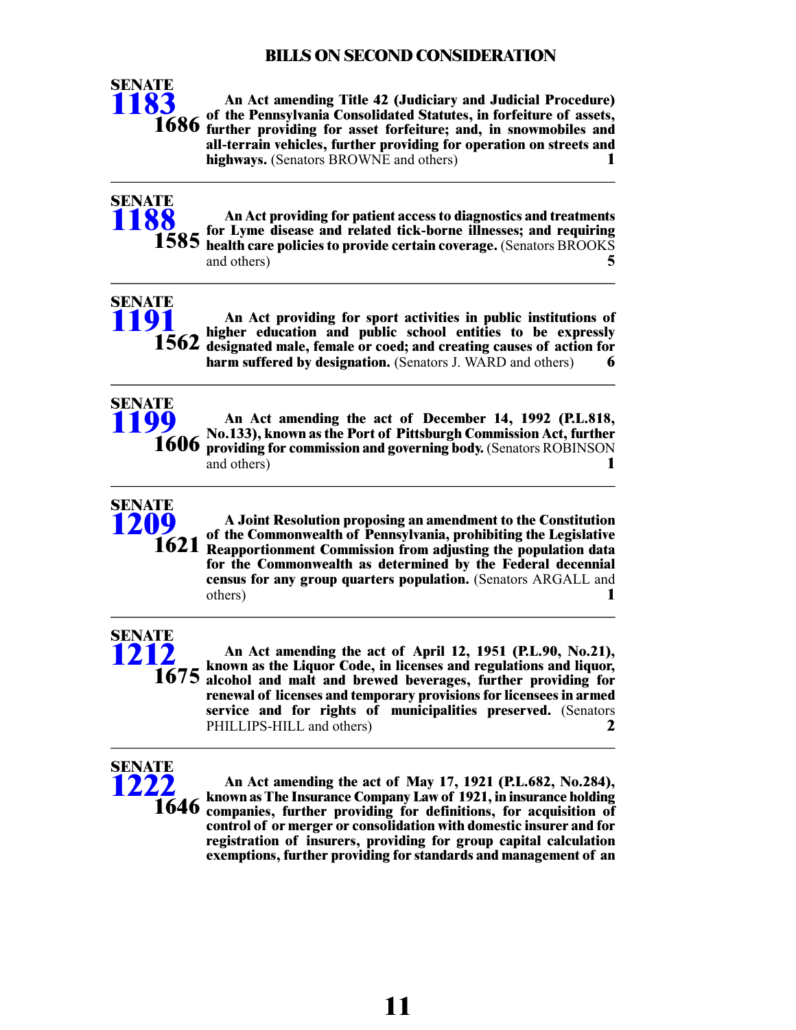## BILLS ON SECOND CONSIDERATION

**SENATE 1183** **1686** — **An Act amending Title 42 (Judiciary and Judicial Procedure) of the Pennsylvania Consolidated Statutes, in forfeiture of assets, further providing for asset forfeiture; and, in snowmobiles and all-terrain vehicles, further providing for operation on streets and highways.** (Senators BROWNE and others) **1**

---

**SENATE 1188** **1585** — **An Act providing for patient access to diagnostics and treatments for Lyme disease and related tick-borne illnesses; and requiring health care policies to provide certain coverage.** (Senators BROOKS and others) **5**

---

**SENATE 1191** **1562** — **An Act providing for sport activities in public institutions of higher education and public school entities to be expressly designated male, female or coed; and creating causes of action for harm suffered by designation.** (Senators J. WARD and others) **6**

---

**SENATE 1199** **1606** — **An Act amending the act of December 14, 1992 (P.L.818, No.133), known as the Port of Pittsburgh Commission Act, further providing for commission and governing body.** (Senators ROBINSON and others) **1**

---

**SENATE 1209** **1621** — **A Joint Resolution proposing an amendment to the Constitution of the Commonwealth of Pennsylvania, prohibiting the Legislative Reapportionment Commission from adjusting the population data for the Commonwealth as determined by the Federal decennial census for any group quarters population.** (Senators ARGALL and others) **1**

---

**SENATE 1212** **1675** — **An Act amending the act of April 12, 1951 (P.L.90, No.21), known as the Liquor Code, in licenses and regulations and liquor, alcohol and malt and brewed beverages, further providing for renewal of licenses and temporary provisions for licensees in armed service and for rights of municipalities preserved.** (Senators PHILLIPS-HILL and others) **2**

---

**SENATE 1222** **1646** — **An Act amending the act of May 17, 1921 (P.L.682, No.284), known as The Insurance Company Law of 1921, in insurance holding companies, further providing for definitions, for acquisition of control of or merger or consolidation with domestic insurer and for registration of insurers, providing for group capital calculation exemptions, further providing for standards and management of an**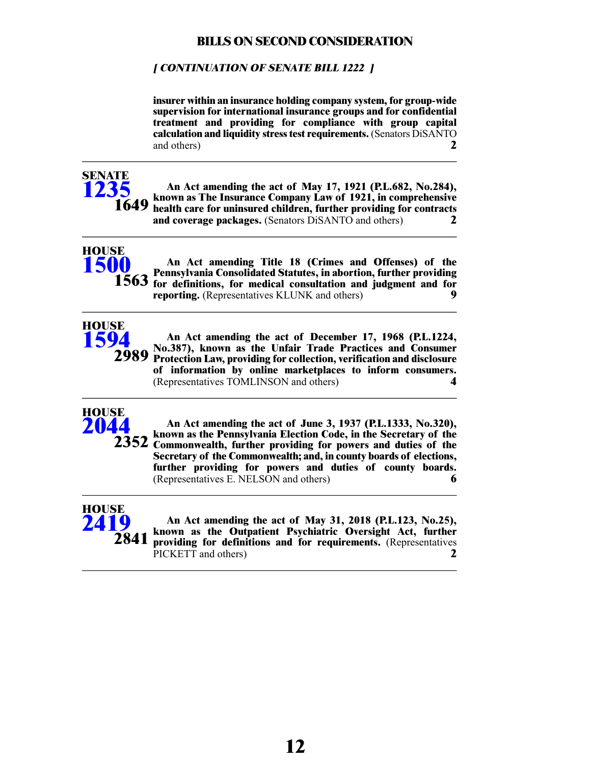## BILLS ON SECOND CONSIDERATION

*[ CONTINUATION OF SENATE BILL 1222 ]*

**insurer within an insurance holding company system, for group-wide supervision for international insurance groups and for confidential treatment and providing for compliance with group capital calculation and liquidity stress test requirements.** (Senators DiSANTO and others) **2**

---

**SENATE 1235** **1649**

**An Act amending the act of May 17, 1921 (P.L.682, No.284), known as The Insurance Company Law of 1921, in comprehensive health care for uninsured children, further providing for contracts and coverage packages.** (Senators DiSANTO and others) **2**

---

**HOUSE 1500** **1563**

**An Act amending Title 18 (Crimes and Offenses) of the Pennsylvania Consolidated Statutes, in abortion, further providing for definitions, for medical consultation and judgment and for reporting.** (Representatives KLUNK and others) **9**

---

**HOUSE 1594** **2989**

**An Act amending the act of December 17, 1968 (P.L.1224, No.387), known as the Unfair Trade Practices and Consumer Protection Law, providing for collection, verification and disclosure of information by online marketplaces to inform consumers.** (Representatives TOMLINSON and others) **4**

---

**HOUSE 2044** **2352**

**An Act amending the act of June 3, 1937 (P.L.1333, No.320), known as the Pennsylvania Election Code, in the Secretary of the Commonwealth, further providing for powers and duties of the Secretary of the Commonwealth; and, in county boards of elections, further providing for powers and duties of county boards.** (Representatives E. NELSON and others) **6**

---

**HOUSE 2419** **2841**

**An Act amending the act of May 31, 2018 (P.L.123, No.25), known as the Outpatient Psychiatric Oversight Act, further providing for definitions and for requirements.** (Representatives PICKETT and others) **2**

---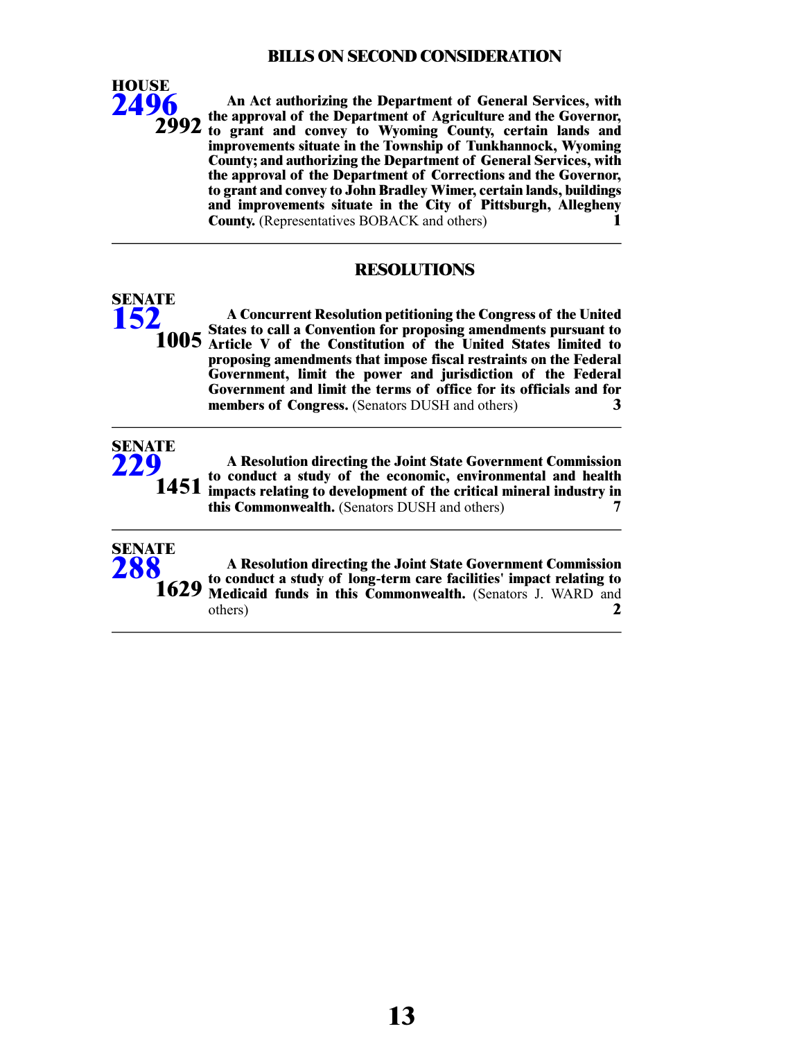## BILLS ON SECOND CONSIDERATION

**HOUSE 2496** **2992**

**An Act authorizing the Department of General Services, with the approval of the Department of Agriculture and the Governor, to grant and convey to Wyoming County, certain lands and improvements situate in the Township of Tunkhannock, Wyoming County; and authorizing the Department of General Services, with the approval of the Department of Corrections and the Governor, to grant and convey to John Bradley Wimer, certain lands, buildings and improvements situate in the City of Pittsburgh, Allegheny County.** (Representatives BOBACK and others) **1**

---

## RESOLUTIONS

**SENATE 152** **1005**

**A Concurrent Resolution petitioning the Congress of the United States to call a Convention for proposing amendments pursuant to Article V of the Constitution of the United States limited to proposing amendments that impose fiscal restraints on the Federal Government, limit the power and jurisdiction of the Federal Government and limit the terms of office for its officials and for members of Congress.** (Senators DUSH and others) **3**

---

**SENATE 229** **1451**

**A Resolution directing the Joint State Government Commission to conduct a study of the economic, environmental and health impacts relating to development of the critical mineral industry in this Commonwealth.** (Senators DUSH and others) **7**

---

**SENATE 288** **1629**

**A Resolution directing the Joint State Government Commission to conduct a study of long-term care facilities' impact relating to Medicaid funds in this Commonwealth.** (Senators J. WARD and others) **2**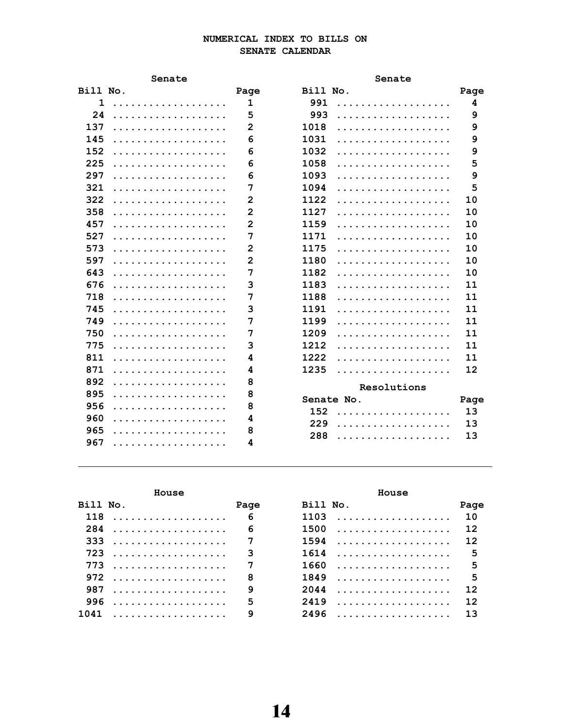# NUMERICAL INDEX TO BILLS ON SENATE CALENDAR

## Senate

| Bill No. | Page |
|---|---|
| 1 | 1 |
| 24 | 5 |
| 137 | 2 |
| 145 | 6 |
| 152 | 6 |
| 225 | 6 |
| 297 | 6 |
| 321 | 7 |
| 322 | 2 |
| 358 | 2 |
| 457 | 2 |
| 527 | 7 |
| 573 | 2 |
| 597 | 2 |
| 643 | 7 |
| 676 | 3 |
| 718 | 7 |
| 745 | 3 |
| 749 | 7 |
| 750 | 7 |
| 775 | 3 |
| 811 | 4 |
| 871 | 4 |
| 892 | 8 |
| 895 | 8 |
| 956 | 8 |
| 960 | 4 |
| 965 | 8 |
| 967 | 4 |
| 991 | 4 |
| 993 | 9 |
| 1018 | 9 |
| 1031 | 9 |
| 1032 | 9 |
| 1058 | 5 |
| 1093 | 9 |
| 1094 | 5 |
| 1122 | 10 |
| 1127 | 10 |
| 1159 | 10 |
| 1171 | 10 |
| 1175 | 10 |
| 1180 | 10 |
| 1182 | 10 |
| 1183 | 11 |
| 1188 | 11 |
| 1191 | 11 |
| 1199 | 11 |
| 1209 | 11 |
| 1212 | 11 |
| 1222 | 11 |
| 1235 | 12 |

## Resolutions

| Senate No. | Page |
|---|---|
| 152 | 13 |
| 229 | 13 |
| 288 | 13 |

## House

| Bill No. | Page |
|---|---|
| 118 | 6 |
| 284 | 6 |
| 333 | 7 |
| 723 | 3 |
| 773 | 7 |
| 972 | 8 |
| 987 | 9 |
| 996 | 5 |
| 1041 | 9 |
| 1103 | 10 |
| 1500 | 12 |
| 1594 | 12 |
| 1614 | 5 |
| 1660 | 5 |
| 1849 | 5 |
| 2044 | 12 |
| 2419 | 12 |
| 2496 | 13 |